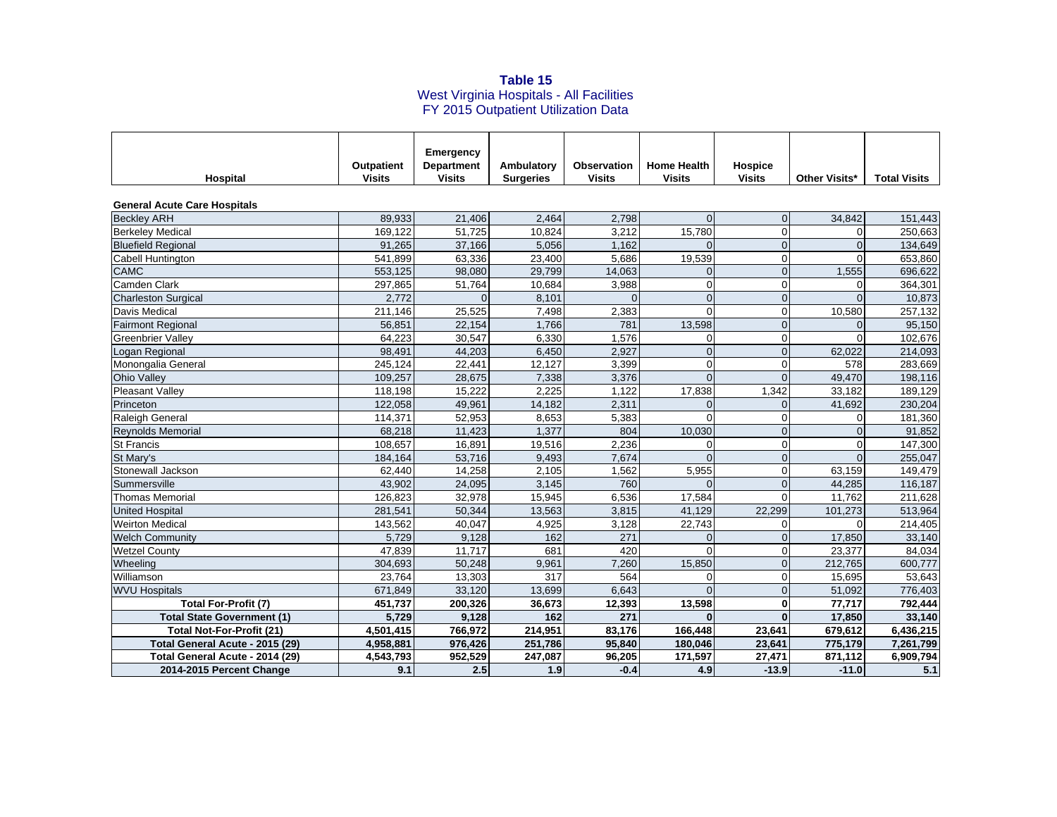**Table 15**
West Virginia Hospitals - All Facilities
FY 2015 Outpatient Utilization Data

| Hospital | Outpatient Visits | Emergency Department Visits | Ambulatory Surgeries | Observation Visits | Home Health Visits | Hospice Visits | Other Visits* | Total Visits |
|---|---|---|---|---|---|---|---|---|
| **General Acute Care Hospitals** | | | | | | | | |
| Beckley ARH | 89,933 | 21,406 | 2,464 | 2,798 | 0 | 0 | 34,842 | 151,443 |
| Berkeley Medical | 169,122 | 51,725 | 10,824 | 3,212 | 15,780 | 0 | 0 | 250,663 |
| Bluefield Regional | 91,265 | 37,166 | 5,056 | 1,162 | 0 | 0 | 0 | 134,649 |
| Cabell Huntington | 541,899 | 63,336 | 23,400 | 5,686 | 19,539 | 0 | 0 | 653,860 |
| CAMC | 553,125 | 98,080 | 29,799 | 14,063 | 0 | 0 | 1,555 | 696,622 |
| Camden Clark | 297,865 | 51,764 | 10,684 | 3,988 | 0 | 0 | 0 | 364,301 |
| Charleston Surgical | 2,772 | 0 | 8,101 | 0 | 0 | 0 | 0 | 10,873 |
| Davis Medical | 211,146 | 25,525 | 7,498 | 2,383 | 0 | 0 | 10,580 | 257,132 |
| Fairmont Regional | 56,851 | 22,154 | 1,766 | 781 | 13,598 | 0 | 0 | 95,150 |
| Greenbrier Valley | 64,223 | 30,547 | 6,330 | 1,576 | 0 | 0 | 0 | 102,676 |
| Logan Regional | 98,491 | 44,203 | 6,450 | 2,927 | 0 | 0 | 62,022 | 214,093 |
| Monongalia General | 245,124 | 22,441 | 12,127 | 3,399 | 0 | 0 | 578 | 283,669 |
| Ohio Valley | 109,257 | 28,675 | 7,338 | 3,376 | 0 | 0 | 49,470 | 198,116 |
| Pleasant Valley | 118,198 | 15,222 | 2,225 | 1,122 | 17,838 | 1,342 | 33,182 | 189,129 |
| Princeton | 122,058 | 49,961 | 14,182 | 2,311 | 0 | 0 | 41,692 | 230,204 |
| Raleigh General | 114,371 | 52,953 | 8,653 | 5,383 | 0 | 0 | 0 | 181,360 |
| Reynolds Memorial | 68,218 | 11,423 | 1,377 | 804 | 10,030 | 0 | 0 | 91,852 |
| St Francis | 108,657 | 16,891 | 19,516 | 2,236 | 0 | 0 | 0 | 147,300 |
| St Mary's | 184,164 | 53,716 | 9,493 | 7,674 | 0 | 0 | 0 | 255,047 |
| Stonewall Jackson | 62,440 | 14,258 | 2,105 | 1,562 | 5,955 | 0 | 63,159 | 149,479 |
| Summersville | 43,902 | 24,095 | 3,145 | 760 | 0 | 0 | 44,285 | 116,187 |
| Thomas Memorial | 126,823 | 32,978 | 15,945 | 6,536 | 17,584 | 0 | 11,762 | 211,628 |
| United Hospital | 281,541 | 50,344 | 13,563 | 3,815 | 41,129 | 22,299 | 101,273 | 513,964 |
| Weirton Medical | 143,562 | 40,047 | 4,925 | 3,128 | 22,743 | 0 | 0 | 214,405 |
| Welch Community | 5,729 | 9,128 | 162 | 271 | 0 | 0 | 17,850 | 33,140 |
| Wetzel County | 47,839 | 11,717 | 681 | 420 | 0 | 0 | 23,377 | 84,034 |
| Wheeling | 304,693 | 50,248 | 9,961 | 7,260 | 15,850 | 0 | 212,765 | 600,777 |
| Williamson | 23,764 | 13,303 | 317 | 564 | 0 | 0 | 15,695 | 53,643 |
| WVU Hospitals | 671,849 | 33,120 | 13,699 | 6,643 | 0 | 0 | 51,092 | 776,403 |
| **Total For-Profit (7)** | **451,737** | **200,326** | **36,673** | **12,393** | **13,598** | **0** | **77,717** | **792,444** |
| **Total State Government (1)** | **5,729** | **9,128** | **162** | **271** | **0** | **0** | **17,850** | **33,140** |
| **Total Not-For-Profit (21)** | **4,501,415** | **766,972** | **214,951** | **83,176** | **166,448** | **23,641** | **679,612** | **6,436,215** |
| **Total General Acute - 2015 (29)** | **4,958,881** | **976,426** | **251,786** | **95,840** | **180,046** | **23,641** | **775,179** | **7,261,799** |
| **Total General Acute - 2014 (29)** | **4,543,793** | **952,529** | **247,087** | **96,205** | **171,597** | **27,471** | **871,112** | **6,909,794** |
| **2014-2015 Percent Change** | **9.1** | **2.5** | **1.9** | **-0.4** | **4.9** | **-13.9** | **-11.0** | **5.1** |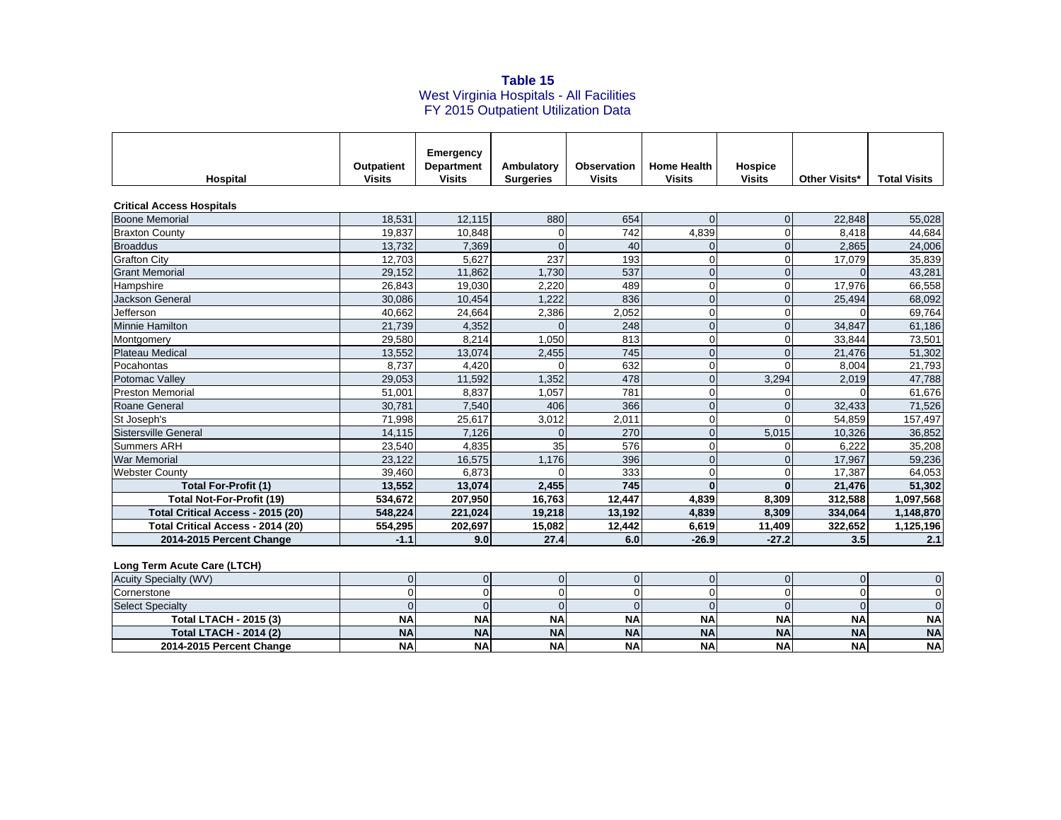**Table 15**
West Virginia Hospitals - All Facilities
FY 2015 Outpatient Utilization Data

| Hospital | Outpatient Visits | Emergency Department Visits | Ambulatory Surgeries | Observation Visits | Home Health Visits | Hospice Visits | Other Visits* | Total Visits |
|---|---|---|---|---|---|---|---|---|
| **Critical Access Hospitals** | | | | | | | | |
| Boone Memorial | 18,531 | 12,115 | 880 | 654 | 0 | 0 | 22,848 | 55,028 |
| Braxton County | 19,837 | 10,848 | 0 | 742 | 4,839 | 0 | 8,418 | 44,684 |
| Broaddus | 13,732 | 7,369 | 0 | 40 | 0 | 0 | 2,865 | 24,006 |
| Grafton City | 12,703 | 5,627 | 237 | 193 | 0 | 0 | 17,079 | 35,839 |
| Grant Memorial | 29,152 | 11,862 | 1,730 | 537 | 0 | 0 | 0 | 43,281 |
| Hampshire | 26,843 | 19,030 | 2,220 | 489 | 0 | 0 | 17,976 | 66,558 |
| Jackson General | 30,086 | 10,454 | 1,222 | 836 | 0 | 0 | 25,494 | 68,092 |
| Jefferson | 40,662 | 24,664 | 2,386 | 2,052 | 0 | 0 | 0 | 69,764 |
| Minnie Hamilton | 21,739 | 4,352 | 0 | 248 | 0 | 0 | 34,847 | 61,186 |
| Montgomery | 29,580 | 8,214 | 1,050 | 813 | 0 | 0 | 33,844 | 73,501 |
| Plateau Medical | 13,552 | 13,074 | 2,455 | 745 | 0 | 0 | 21,476 | 51,302 |
| Pocahontas | 8,737 | 4,420 | 0 | 632 | 0 | 0 | 8,004 | 21,793 |
| Potomac Valley | 29,053 | 11,592 | 1,352 | 478 | 0 | 3,294 | 2,019 | 47,788 |
| Preston Memorial | 51,001 | 8,837 | 1,057 | 781 | 0 | 0 | 0 | 61,676 |
| Roane General | 30,781 | 7,540 | 406 | 366 | 0 | 0 | 32,433 | 71,526 |
| St Joseph's | 71,998 | 25,617 | 3,012 | 2,011 | 0 | 0 | 54,859 | 157,497 |
| Sistersville General | 14,115 | 7,126 | 0 | 270 | 0 | 5,015 | 10,326 | 36,852 |
| Summers ARH | 23,540 | 4,835 | 35 | 576 | 0 | 0 | 6,222 | 35,208 |
| War Memorial | 23,122 | 16,575 | 1,176 | 396 | 0 | 0 | 17,967 | 59,236 |
| Webster County | 39,460 | 6,873 | 0 | 333 | 0 | 0 | 17,387 | 64,053 |
| **Total For-Profit (1)** | **13,552** | **13,074** | **2,455** | **745** | **0** | **0** | **21,476** | **51,302** |
| **Total Not-For-Profit (19)** | **534,672** | **207,950** | **16,763** | **12,447** | **4,839** | **8,309** | **312,588** | **1,097,568** |
| **Total Critical Access - 2015 (20)** | **548,224** | **221,024** | **19,218** | **13,192** | **4,839** | **8,309** | **334,064** | **1,148,870** |
| **Total Critical Access - 2014 (20)** | **554,295** | **202,697** | **15,082** | **12,442** | **6,619** | **11,409** | **322,652** | **1,125,196** |
| **2014-2015 Percent Change** | **-1.1** | **9.0** | **27.4** | **6.0** | **-26.9** | **-27.2** | **3.5** | **2.1** |
| **Long Term Acute Care (LTCH)** | | | | | | | | |
| Acuity Specialty (WV) | 0 | 0 | 0 | 0 | 0 | 0 | 0 | 0 |
| Cornerstone | 0 | 0 | 0 | 0 | 0 | 0 | 0 | 0 |
| Select Specialty | 0 | 0 | 0 | 0 | 0 | 0 | 0 | 0 |
| **Total LTACH - 2015 (3)** | **NA** | **NA** | **NA** | **NA** | **NA** | **NA** | **NA** | **NA** |
| **Total LTACH - 2014 (2)** | **NA** | **NA** | **NA** | **NA** | **NA** | **NA** | **NA** | **NA** |
| **2014-2015 Percent Change** | **NA** | **NA** | **NA** | **NA** | **NA** | **NA** | **NA** | **NA** |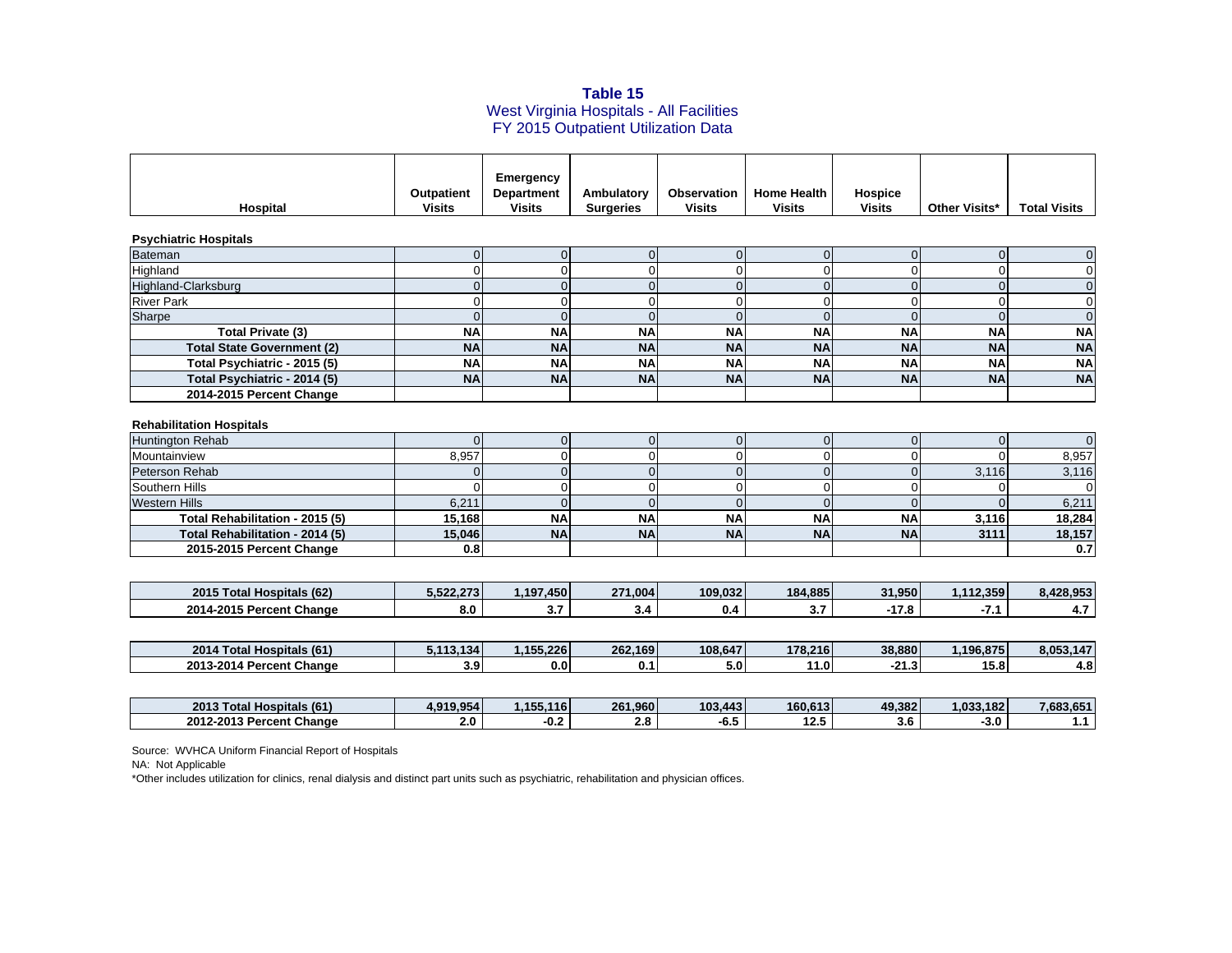# Table 15

## West Virginia Hospitals - All Facilities
## FY 2015 Outpatient Utilization Data

| Hospital | Outpatient Visits | Emergency Department Visits | Ambulatory Surgeries | Observation Visits | Home Health Visits | Hospice Visits | Other Visits* | Total Visits |
|---|---|---|---|---|---|---|---|---|
| **Psychiatric Hospitals** | | | | | | | | |
| Bateman | 0 | 0 | 0 | 0 | 0 | 0 | 0 | 0 |
| Highland | 0 | 0 | 0 | 0 | 0 | 0 | 0 | 0 |
| Highland-Clarksburg | 0 | 0 | 0 | 0 | 0 | 0 | 0 | 0 |
| River Park | 0 | 0 | 0 | 0 | 0 | 0 | 0 | 0 |
| Sharpe | 0 | 0 | 0 | 0 | 0 | 0 | 0 | 0 |
| **Total Private (3)** | **NA** | **NA** | **NA** | **NA** | **NA** | **NA** | **NA** | **NA** |
| **Total State Government (2)** | **NA** | **NA** | **NA** | **NA** | **NA** | **NA** | **NA** | **NA** |
| **Total Psychiatric - 2015 (5)** | **NA** | **NA** | **NA** | **NA** | **NA** | **NA** | **NA** | **NA** |
| **Total Psychiatric - 2014 (5)** | **NA** | **NA** | **NA** | **NA** | **NA** | **NA** | **NA** | **NA** |
| **2014-2015 Percent Change** | | | | | | | | |
| **Rehabilitation Hospitals** | | | | | | | | |
| Huntington Rehab | 0 | 0 | 0 | 0 | 0 | 0 | 0 | 0 |
| Mountainview | 8,957 | 0 | 0 | 0 | 0 | 0 | 0 | 8,957 |
| Peterson Rehab | 0 | 0 | 0 | 0 | 0 | 0 | 3,116 | 3,116 |
| Southern Hills | 0 | 0 | 0 | 0 | 0 | 0 | 0 | 0 |
| Western Hills | 6,211 | 0 | 0 | 0 | 0 | 0 | 0 | 6,211 |
| **Total Rehabilitation - 2015 (5)** | **15,168** | **NA** | **NA** | **NA** | **NA** | **NA** | **3,116** | **18,284** |
| **Total Rehabilitation - 2014 (5)** | **15,046** | **NA** | **NA** | **NA** | **NA** | **NA** | **3111** | **18,157** |
| **2015-2015 Percent Change** | **0.8** | | | | | | | **0.7** |
| **2015 Total Hospitals (62)** | **5,522,273** | **1,197,450** | **271,004** | **109,032** | **184,885** | **31,950** | **1,112,359** | **8,428,953** |
| **2014-2015 Percent Change** | **8.0** | **3.7** | **3.4** | **0.4** | **3.7** | **-17.8** | **-7.1** | **4.7** |
| **2014 Total Hospitals (61)** | **5,113,134** | **1,155,226** | **262,169** | **108,647** | **178,216** | **38,880** | **1,196,875** | **8,053,147** |
| **2013-2014 Percent Change** | **3.9** | **0.0** | **0.1** | **5.0** | **11.0** | **-21.3** | **15.8** | **4.8** |
| **2013 Total Hospitals (61)** | **4,919,954** | **1,155,116** | **261,960** | **103,443** | **160,613** | **49,382** | **1,033,182** | **7,683,651** |
| **2012-2013 Percent Change** | **2.0** | **-0.2** | **2.8** | **-6.5** | **12.5** | **3.6** | **-3.0** | **1.1** |

Source: WVHCA Uniform Financial Report of Hospitals

NA: Not Applicable

*Other includes utilization for clinics, renal dialysis and distinct part units such as psychiatric, rehabilitation and physician offices.